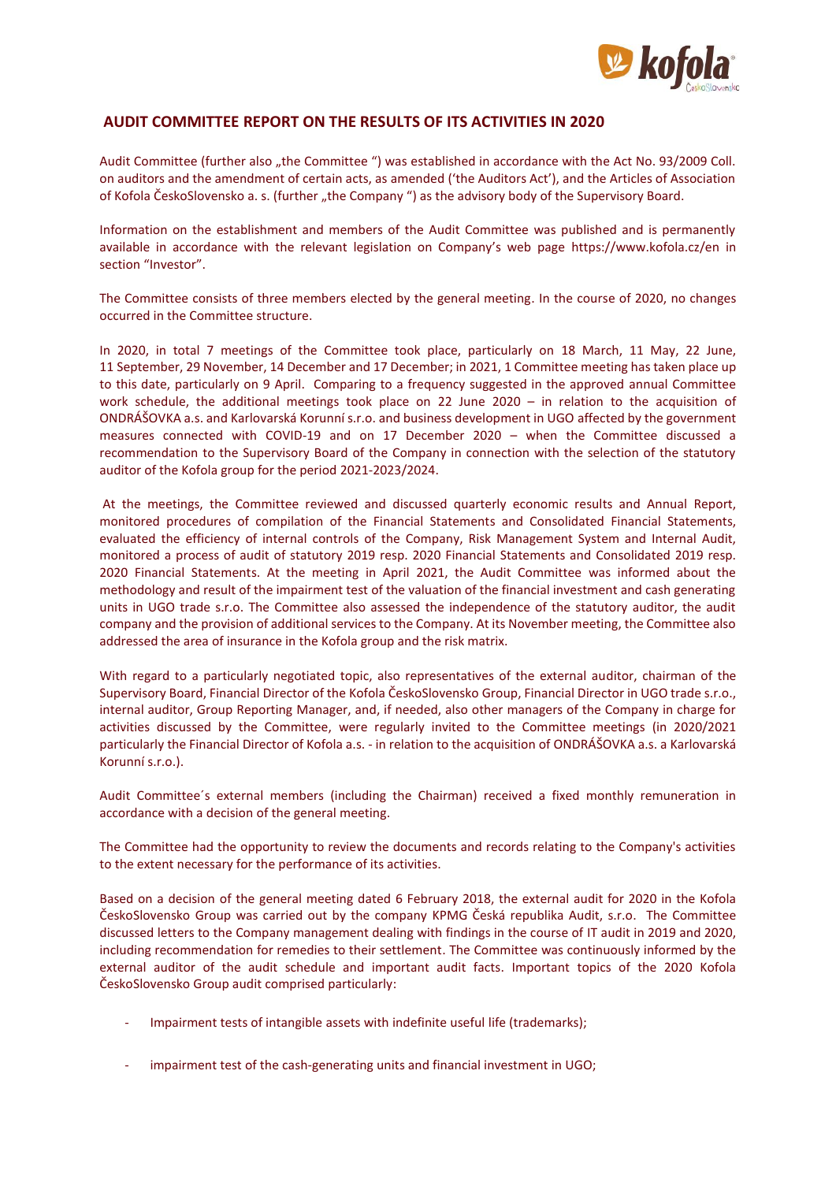## AUDIT COMMITTEE REPORT ON THE RESULTS OF ITS ACTIVITIES IN 2020

Audit Committee (further also „the Committee ") was established in accordance with the Act No. 93/2009 Coll. on auditors and the amendment of certain acts, as amended ('the Auditors Act'), and the Articles of Association of Kofola ČeskoSlovensko a. s. (further „the Company ") as the advisory body of the Supervisory Board.

Information on the establishment and members of the Audit Committee was published and is permanently available in accordance with the relevant legislation on Company's web page https://www.kofola.cz/en in section "Investor".

The Committee consists of three members elected by the general meeting. In the course of 2020, no changes occurred in the Committee structure.

In 2020, in total 7 meetings of the Committee took place, particularly on 18 March, 11 May, 22 June, 11 September, 29 November, 14 December and 17 December; in 2021, 1 Committee meeting has taken place up to this date, particularly on 9 April. Comparing to a frequency suggested in the approved annual Committee work schedule, the additional meetings took place on 22 June 2020 – in relation to the acquisition of ONDRÁŠOVKA a.s. and Karlovarská Korunní s.r.o. and business development in UGO affected by the government measures connected with COVID-19 and on 17 December 2020 – when the Committee discussed a recommendation to the Supervisory Board of the Company in connection with the selection of the statutory auditor of the Kofola group for the period 2021-2023/2024.

At the meetings, the Committee reviewed and discussed quarterly economic results and Annual Report, monitored procedures of compilation of the Financial Statements and Consolidated Financial Statements, evaluated the efficiency of internal controls of the Company, Risk Management System and Internal Audit, monitored a process of audit of statutory 2019 resp. 2020 Financial Statements and Consolidated 2019 resp. 2020 Financial Statements. At the meeting in April 2021, the Audit Committee was informed about the methodology and result of the impairment test of the valuation of the financial investment and cash generating units in UGO trade s.r.o. The Committee also assessed the independence of the statutory auditor, the audit company and the provision of additional services to the Company. At its November meeting, the Committee also addressed the area of insurance in the Kofola group and the risk matrix.

With regard to a particularly negotiated topic, also representatives of the external auditor, chairman of the Supervisory Board, Financial Director of the Kofola ČeskoSlovensko Group, Financial Director in UGO trade s.r.o., internal auditor, Group Reporting Manager, and, if needed, also other managers of the Company in charge for activities discussed by the Committee, were regularly invited to the Committee meetings (in 2020/2021 particularly the Financial Director of Kofola a.s. - in relation to the acquisition of ONDRÁŠOVKA a.s. a Karlovarská Korunní s.r.o.).

Audit Committee´s external members (including the Chairman) received a fixed monthly remuneration in accordance with a decision of the general meeting.

The Committee had the opportunity to review the documents and records relating to the Company's activities to the extent necessary for the performance of its activities.

Based on a decision of the general meeting dated 6 February 2018, the external audit for 2020 in the Kofola ČeskoSlovensko Group was carried out by the company KPMG Česká republika Audit, s.r.o. The Committee discussed letters to the Company management dealing with findings in the course of IT audit in 2019 and 2020, including recommendation for remedies to their settlement. The Committee was continuously informed by the external auditor of the audit schedule and important audit facts. Important topics of the 2020 Kofola ČeskoSlovensko Group audit comprised particularly:

- Impairment tests of intangible assets with indefinite useful life (trademarks);
- impairment test of the cash-generating units and financial investment in UGO;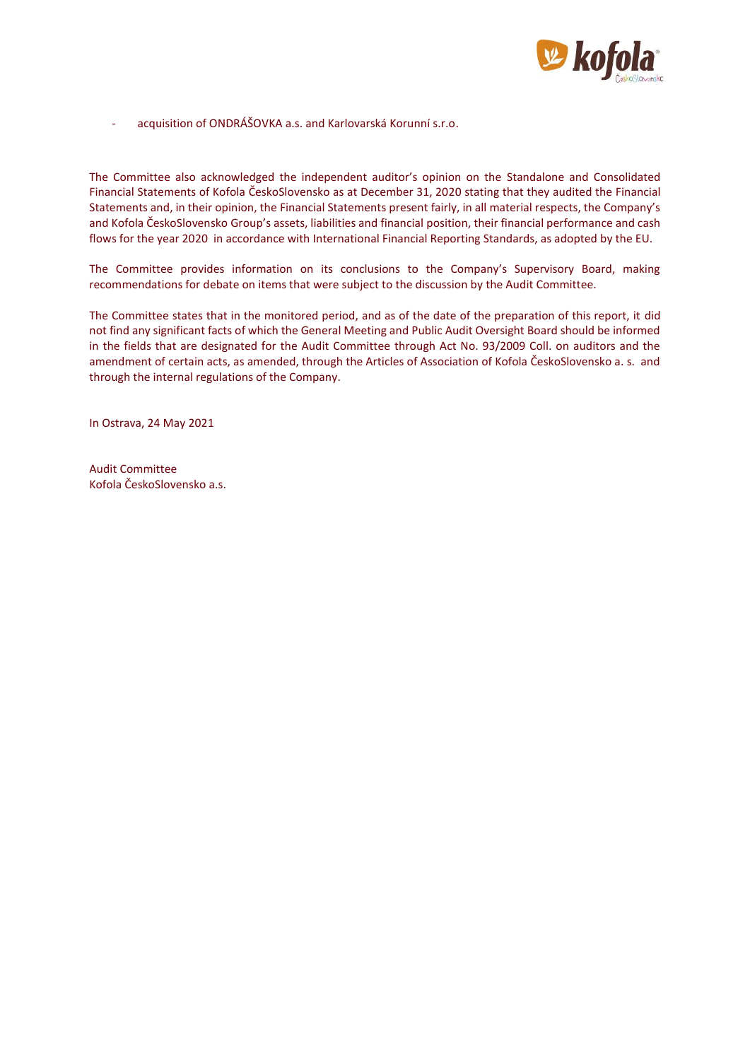- acquisition of ONDRÁŠOVKA a.s. and Karlovarská Korunní s.r.o.

The Committee also acknowledged the independent auditor's opinion on the Standalone and Consolidated Financial Statements of Kofola ČeskoSlovensko as at December 31, 2020 stating that they audited the Financial Statements and, in their opinion, the Financial Statements present fairly, in all material respects, the Company's and Kofola ČeskoSlovensko Group's assets, liabilities and financial position, their financial performance and cash flows for the year 2020 in accordance with International Financial Reporting Standards, as adopted by the EU.

The Committee provides information on its conclusions to the Company's Supervisory Board, making recommendations for debate on items that were subject to the discussion by the Audit Committee.

The Committee states that in the monitored period, and as of the date of the preparation of this report, it did not find any significant facts of which the General Meeting and Public Audit Oversight Board should be informed in the fields that are designated for the Audit Committee through Act No. 93/2009 Coll. on auditors and the amendment of certain acts, as amended, through the Articles of Association of Kofola ČeskoSlovensko a. s. and through the internal regulations of the Company.

In Ostrava, 24 May 2021

Audit Committee
Kofola ČeskoSlovensko a.s.